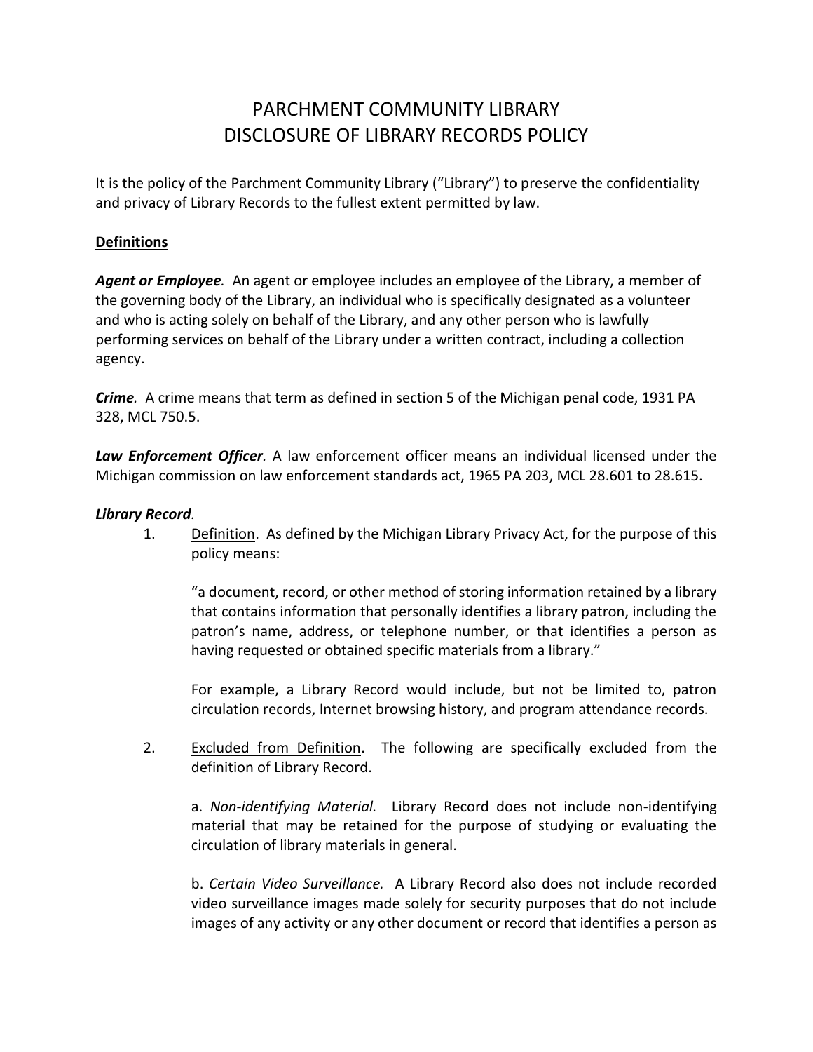# PARCHMENT COMMUNITY LIBRARY
# DISCLOSURE OF LIBRARY RECORDS POLICY

It is the policy of the Parchment Community Library ("Library") to preserve the confidentiality and privacy of Library Records to the fullest extent permitted by law.

## Definitions

***Agent or Employee.*** An agent or employee includes an employee of the Library, a member of the governing body of the Library, an individual who is specifically designated as a volunteer and who is acting solely on behalf of the Library, and any other person who is lawfully performing services on behalf of the Library under a written contract, including a collection agency.

***Crime.*** A crime means that term as defined in section 5 of the Michigan penal code, 1931 PA 328, MCL 750.5.

***Law Enforcement Officer.*** A law enforcement officer means an individual licensed under the Michigan commission on law enforcement standards act, 1965 PA 203, MCL 28.601 to 28.615.

***Library Record.***

1. Definition. As defined by the Michigan Library Privacy Act, for the purpose of this policy means:

   "a document, record, or other method of storing information retained by a library that contains information that personally identifies a library patron, including the patron's name, address, or telephone number, or that identifies a person as having requested or obtained specific materials from a library."

   For example, a Library Record would include, but not be limited to, patron circulation records, Internet browsing history, and program attendance records.

2. Excluded from Definition. The following are specifically excluded from the definition of Library Record.

   a. *Non-identifying Material.* Library Record does not include non-identifying material that may be retained for the purpose of studying or evaluating the circulation of library materials in general.

   b. *Certain Video Surveillance.* A Library Record also does not include recorded video surveillance images made solely for security purposes that do not include images of any activity or any other document or record that identifies a person as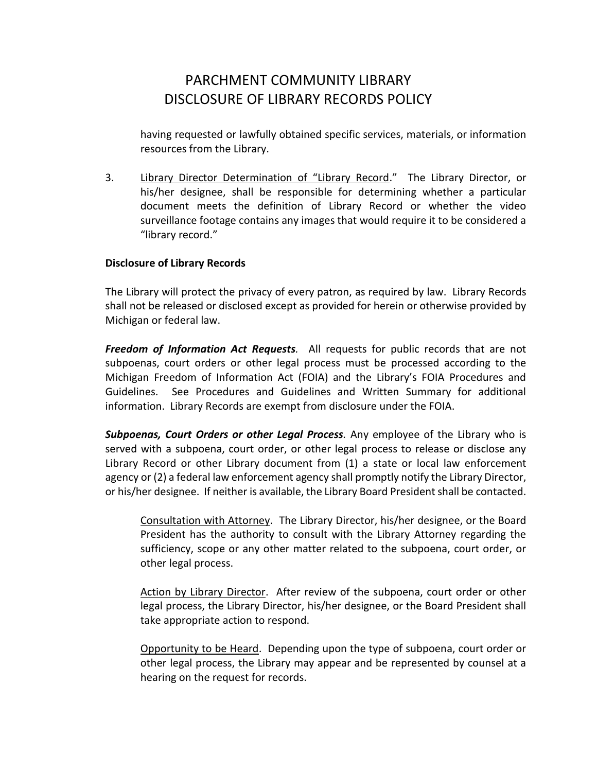having requested or lawfully obtained specific services, materials, or information resources from the Library.

3. Library Director Determination of "Library Record." The Library Director, or his/her designee, shall be responsible for determining whether a particular document meets the definition of Library Record or whether the video surveillance footage contains any images that would require it to be considered a "library record."

**Disclosure of Library Records**

The Library will protect the privacy of every patron, as required by law. Library Records shall not be released or disclosed except as provided for herein or otherwise provided by Michigan or federal law.

***Freedom of Information Act Requests.*** All requests for public records that are not subpoenas, court orders or other legal process must be processed according to the Michigan Freedom of Information Act (FOIA) and the Library's FOIA Procedures and Guidelines. See Procedures and Guidelines and Written Summary for additional information. Library Records are exempt from disclosure under the FOIA.

***Subpoenas, Court Orders or other Legal Process.*** Any employee of the Library who is served with a subpoena, court order, or other legal process to release or disclose any Library Record or other Library document from (1) a state or local law enforcement agency or (2) a federal law enforcement agency shall promptly notify the Library Director, or his/her designee. If neither is available, the Library Board President shall be contacted.

Consultation with Attorney. The Library Director, his/her designee, or the Board President has the authority to consult with the Library Attorney regarding the sufficiency, scope or any other matter related to the subpoena, court order, or other legal process.

Action by Library Director. After review of the subpoena, court order or other legal process, the Library Director, his/her designee, or the Board President shall take appropriate action to respond.

Opportunity to be Heard. Depending upon the type of subpoena, court order or other legal process, the Library may appear and be represented by counsel at a hearing on the request for records.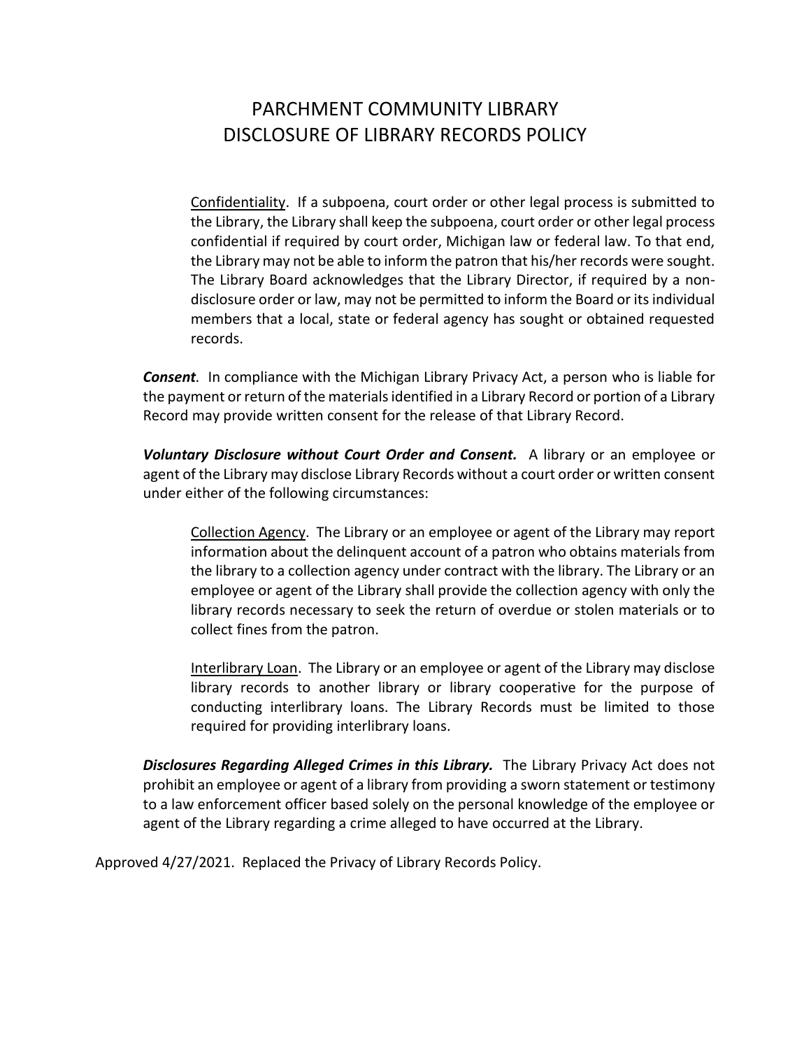# PARCHMENT COMMUNITY LIBRARY
# DISCLOSURE OF LIBRARY RECORDS POLICY

Confidentiality. If a subpoena, court order or other legal process is submitted to the Library, the Library shall keep the subpoena, court order or other legal process confidential if required by court order, Michigan law or federal law. To that end, the Library may not be able to inform the patron that his/her records were sought. The Library Board acknowledges that the Library Director, if required by a non-disclosure order or law, may not be permitted to inform the Board or its individual members that a local, state or federal agency has sought or obtained requested records.

***Consent.*** In compliance with the Michigan Library Privacy Act, a person who is liable for the payment or return of the materials identified in a Library Record or portion of a Library Record may provide written consent for the release of that Library Record.

***Voluntary Disclosure without Court Order and Consent.*** A library or an employee or agent of the Library may disclose Library Records without a court order or written consent under either of the following circumstances:

Collection Agency. The Library or an employee or agent of the Library may report information about the delinquent account of a patron who obtains materials from the library to a collection agency under contract with the library. The Library or an employee or agent of the Library shall provide the collection agency with only the library records necessary to seek the return of overdue or stolen materials or to collect fines from the patron.

Interlibrary Loan. The Library or an employee or agent of the Library may disclose library records to another library or library cooperative for the purpose of conducting interlibrary loans. The Library Records must be limited to those required for providing interlibrary loans.

***Disclosures Regarding Alleged Crimes in this Library.*** The Library Privacy Act does not prohibit an employee or agent of a library from providing a sworn statement or testimony to a law enforcement officer based solely on the personal knowledge of the employee or agent of the Library regarding a crime alleged to have occurred at the Library.

Approved 4/27/2021. Replaced the Privacy of Library Records Policy.